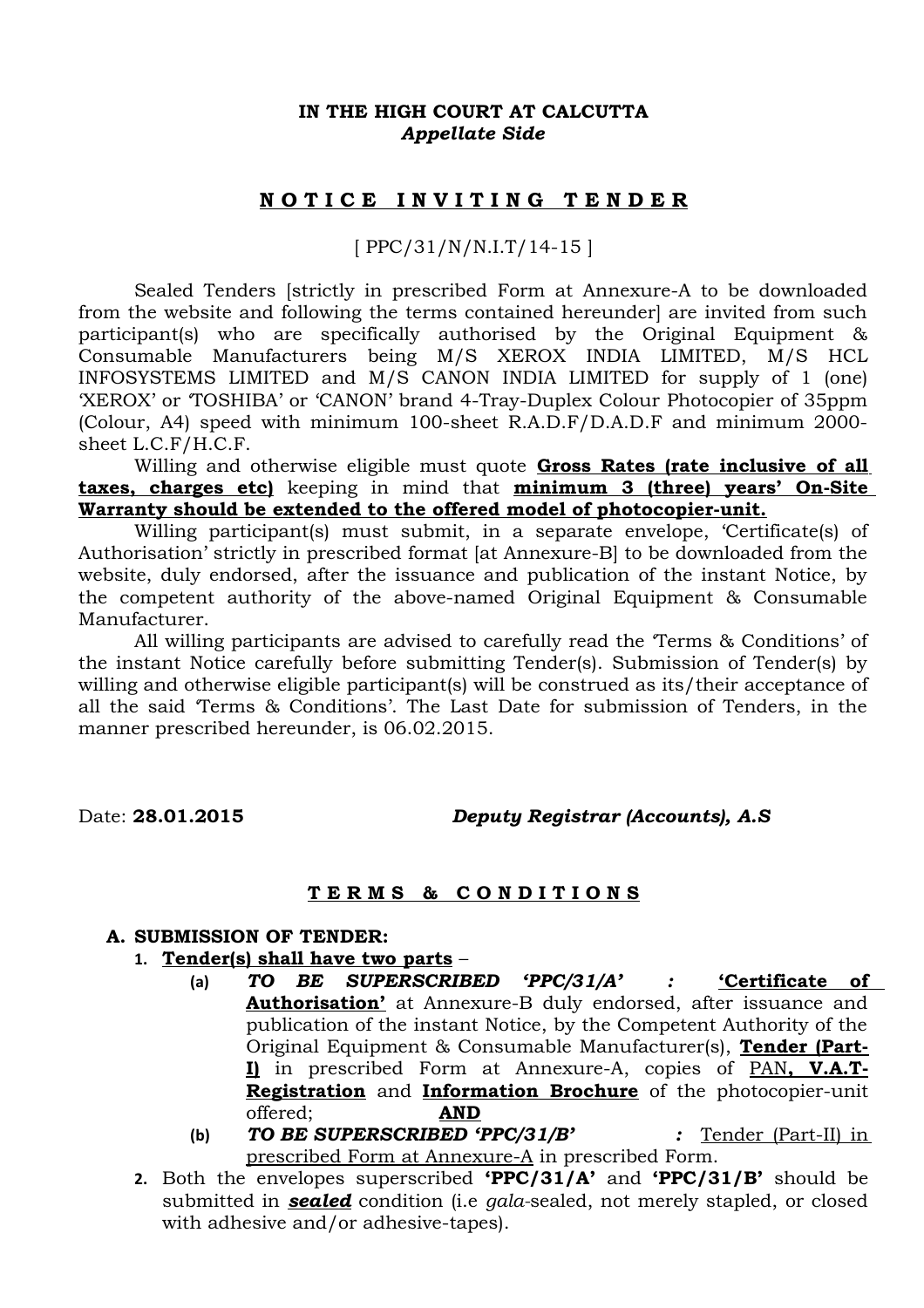**IN THE HIGH COURT AT CALCUTTA**
***Appellate Side***

## **N O T I C E I N V I T I N G T E N D E R**

[ PPC/31/N/N.I.T/14-15 ]

Sealed Tenders [strictly in prescribed Form at Annexure-A to be downloaded from the website and following the terms contained hereunder] are invited from such participant(s) who are specifically authorised by the Original Equipment & Consumable Manufacturers being M/S XEROX INDIA LIMITED, M/S HCL INFOSYSTEMS LIMITED and M/S CANON INDIA LIMITED for supply of 1 (one) 'XEROX' or 'TOSHIBA' or 'CANON' brand 4-Tray-Duplex Colour Photocopier of 35ppm (Colour, A4) speed with minimum 100-sheet R.A.D.F/D.A.D.F and minimum 2000-sheet L.C.F/H.C.F.

Willing and otherwise eligible must quote **Gross Rates (rate inclusive of all taxes, charges etc)** keeping in mind that **minimum 3 (three) years' On-Site Warranty should be extended to the offered model of photocopier-unit.**

Willing participant(s) must submit, in a separate envelope, 'Certificate(s) of Authorisation' strictly in prescribed format [at Annexure-B] to be downloaded from the website, duly endorsed, after the issuance and publication of the instant Notice, by the competent authority of the above-named Original Equipment & Consumable Manufacturer.

All willing participants are advised to carefully read the 'Terms & Conditions' of the instant Notice carefully before submitting Tender(s). Submission of Tender(s) by willing and otherwise eligible participant(s) will be construed as its/their acceptance of all the said 'Terms & Conditions'. The Last Date for submission of Tenders, in the manner prescribed hereunder, is 06.02.2015.

Date: **28.01.2015** ***Deputy Registrar (Accounts), A.S***

## **T E R M S & C O N D I T I O N S**

**A. SUBMISSION OF TENDER:**

1. **Tender(s) shall have two parts** –
   - **(a)** ***TO BE SUPERSCRIBED 'PPC/31/A' :*** **'Certificate of Authorisation'** at Annexure-B duly endorsed, after issuance and publication of the instant Notice, by the Competent Authority of the Original Equipment & Consumable Manufacturer(s), **Tender (Part-I)** in prescribed Form at Annexure-A, copies of PAN**, V.A.T-Registration** and **Information Brochure** of the photocopier-unit offered; **AND**
   - **(b)** ***TO BE SUPERSCRIBED 'PPC/31/B' :*** Tender (Part-II) in prescribed Form at Annexure-A in prescribed Form.
2. Both the envelopes superscribed **'PPC/31/A'** and **'PPC/31/B'** should be submitted in ***sealed*** condition (i.e *gala*-sealed, not merely stapled, or closed with adhesive and/or adhesive-tapes).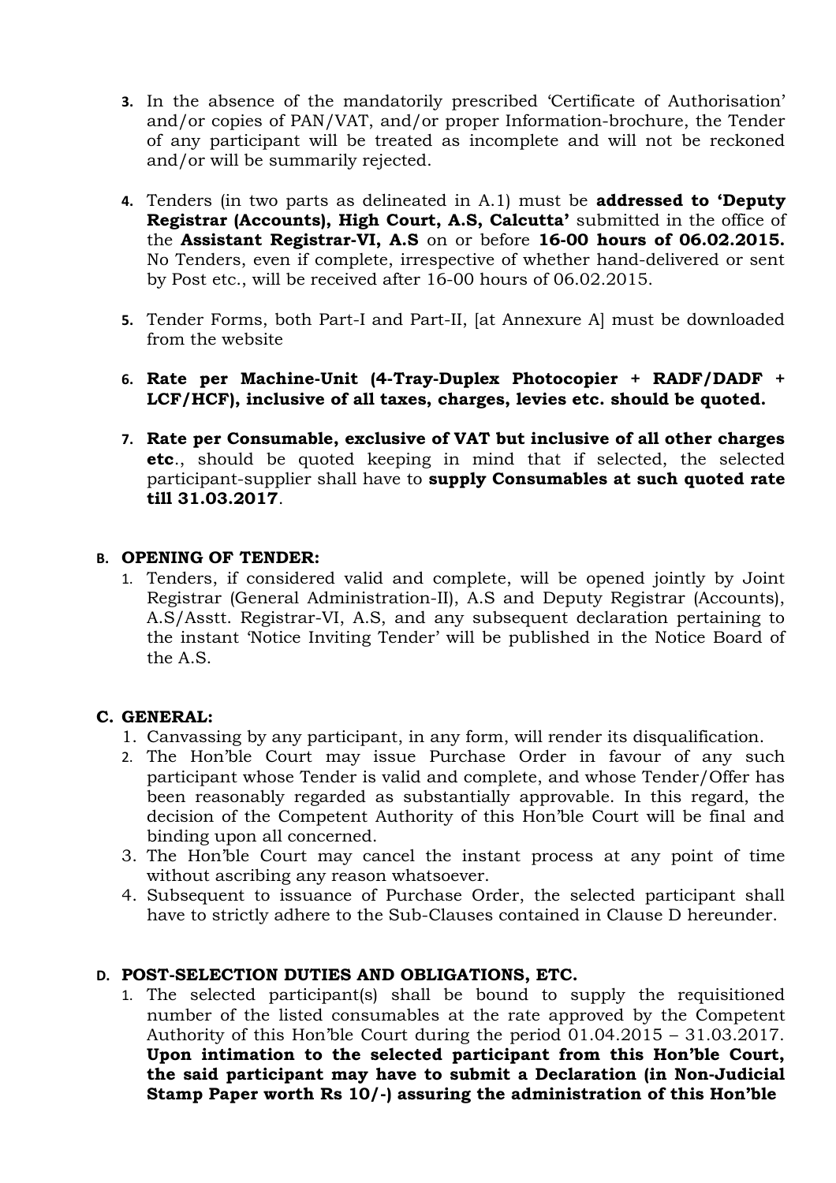3. In the absence of the mandatorily prescribed 'Certificate of Authorisation' and/or copies of PAN/VAT, and/or proper Information-brochure, the Tender of any participant will be treated as incomplete and will not be reckoned and/or will be summarily rejected.

4. Tenders (in two parts as delineated in A.1) must be **addressed to 'Deputy Registrar (Accounts), High Court, A.S, Calcutta'** submitted in the office of the **Assistant Registrar-VI, A.S** on or before **16-00 hours of 06.02.2015.** No Tenders, even if complete, irrespective of whether hand-delivered or sent by Post etc., will be received after 16-00 hours of 06.02.2015.

5. Tender Forms, both Part-I and Part-II, [at Annexure A] must be downloaded from the website

6. **Rate per Machine-Unit (4-Tray-Duplex Photocopier + RADF/DADF + LCF/HCF), inclusive of all taxes, charges, levies etc. should be quoted.**

7. **Rate per Consumable, exclusive of VAT but inclusive of all other charges etc**., should be quoted keeping in mind that if selected, the selected participant-supplier shall have to **supply Consumables at such quoted rate till 31.03.2017**.

## B. OPENING OF TENDER:

1. Tenders, if considered valid and complete, will be opened jointly by Joint Registrar (General Administration-II), A.S and Deputy Registrar (Accounts), A.S/Asstt. Registrar-VI, A.S, and any subsequent declaration pertaining to the instant 'Notice Inviting Tender' will be published in the Notice Board of the A.S.

## C. GENERAL:

1. Canvassing by any participant, in any form, will render its disqualification.
2. The Hon'ble Court may issue Purchase Order in favour of any such participant whose Tender is valid and complete, and whose Tender/Offer has been reasonably regarded as substantially approvable. In this regard, the decision of the Competent Authority of this Hon'ble Court will be final and binding upon all concerned.
3. The Hon'ble Court may cancel the instant process at any point of time without ascribing any reason whatsoever.
4. Subsequent to issuance of Purchase Order, the selected participant shall have to strictly adhere to the Sub-Clauses contained in Clause D hereunder.

## D. POST-SELECTION DUTIES AND OBLIGATIONS, ETC.

1. The selected participant(s) shall be bound to supply the requisitioned number of the listed consumables at the rate approved by the Competent Authority of this Hon'ble Court during the period 01.04.2015 – 31.03.2017. **Upon intimation to the selected participant from this Hon'ble Court, the said participant may have to submit a Declaration (in Non-Judicial Stamp Paper worth Rs 10/-) assuring the administration of this Hon'ble**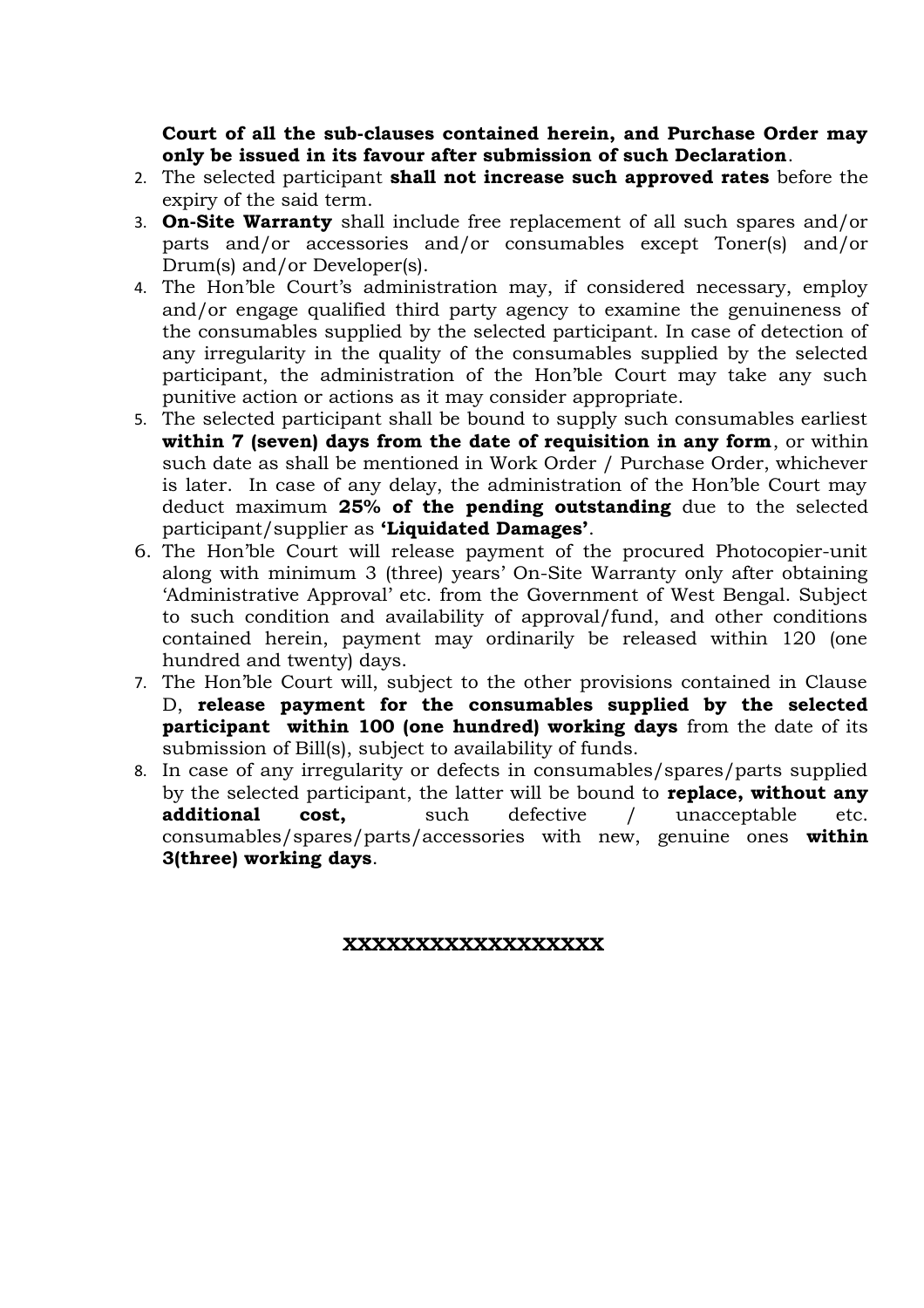**Court of all the sub-clauses contained herein, and Purchase Order may only be issued in its favour after submission of such Declaration**.

2. The selected participant **shall not increase such approved rates** before the expiry of the said term.
3. **On-Site Warranty** shall include free replacement of all such spares and/or parts and/or accessories and/or consumables except Toner(s) and/or Drum(s) and/or Developer(s).
4. The Hon'ble Court's administration may, if considered necessary, employ and/or engage qualified third party agency to examine the genuineness of the consumables supplied by the selected participant. In case of detection of any irregularity in the quality of the consumables supplied by the selected participant, the administration of the Hon'ble Court may take any such punitive action or actions as it may consider appropriate.
5. The selected participant shall be bound to supply such consumables earliest **within 7 (seven) days from the date of requisition in any form**, or within such date as shall be mentioned in Work Order / Purchase Order, whichever is later. In case of any delay, the administration of the Hon'ble Court may deduct maximum **25% of the pending outstanding** due to the selected participant/supplier as **'Liquidated Damages'**.
6. The Hon'ble Court will release payment of the procured Photocopier-unit along with minimum 3 (three) years' On-Site Warranty only after obtaining 'Administrative Approval' etc. from the Government of West Bengal. Subject to such condition and availability of approval/fund, and other conditions contained herein, payment may ordinarily be released within 120 (one hundred and twenty) days.
7. The Hon'ble Court will, subject to the other provisions contained in Clause D, **release payment for the consumables supplied by the selected participant within 100 (one hundred) working days** from the date of its submission of Bill(s), subject to availability of funds.
8. In case of any irregularity or defects in consumables/spares/parts supplied by the selected participant, the latter will be bound to **replace, without any additional cost,** such defective / unacceptable etc. consumables/spares/parts/accessories with new, genuine ones **within 3(three) working days**.

**XXXXXXXXXXXXXXXXXX**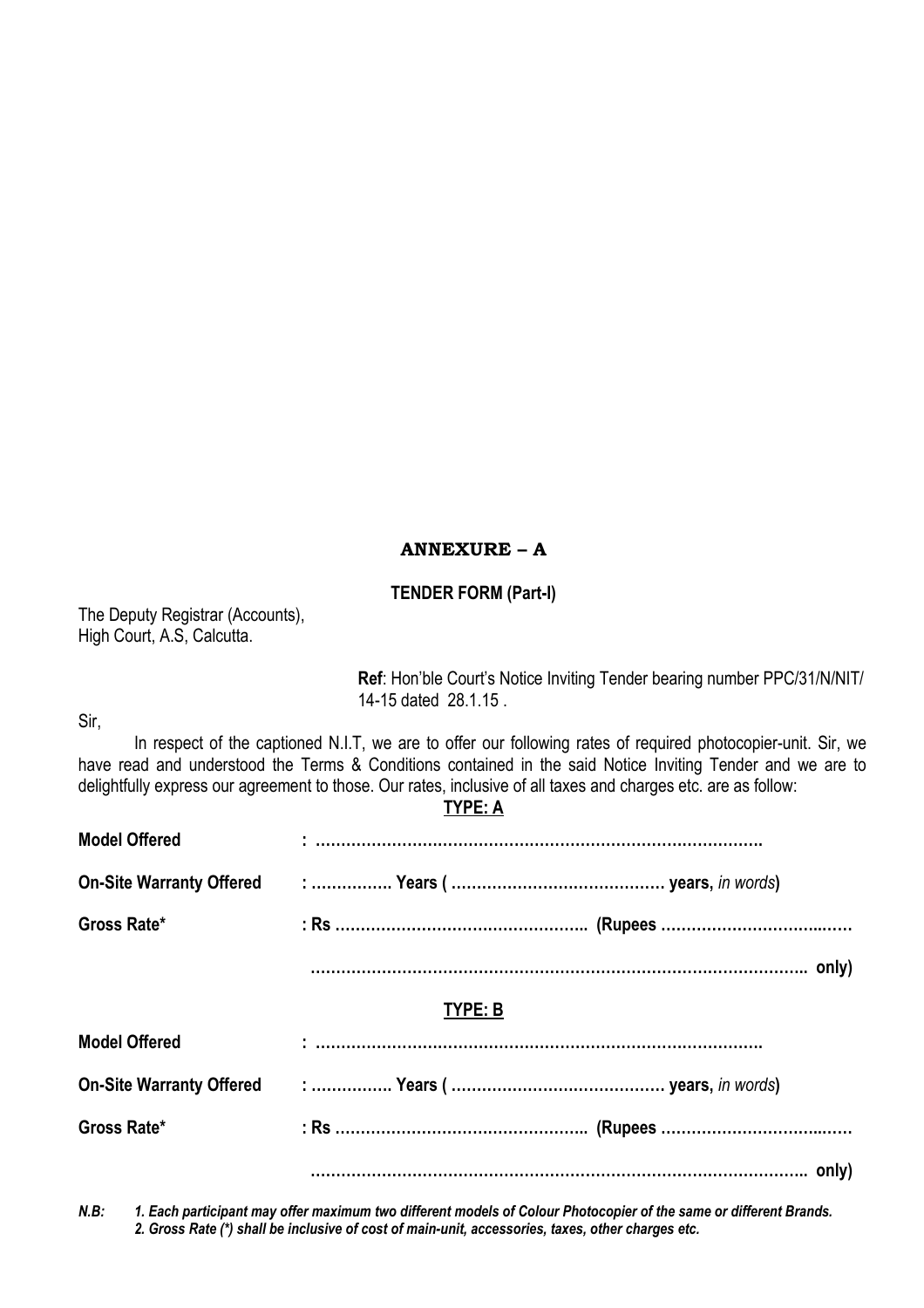## ANNEXURE – A

### TENDER FORM (Part-I)

The Deputy Registrar (Accounts),
High Court, A.S, Calcutta.

**Ref**: Hon'ble Court's Notice Inviting Tender bearing number PPC/31/N/NIT/ 14-15 dated 28.1.15 .

Sir,

In respect of the captioned N.I.T, we are to offer our following rates of required photocopier-unit. Sir, we have read and understood the Terms & Conditions contained in the said Notice Inviting Tender and we are to delightfully express our agreement to those. Our rates, inclusive of all taxes and charges etc. are as follow:

**TYPE: A**

**Model Offered** : …………………………………………………………………………….

**On-Site Warranty Offered** : ……………. Years ( …………………………………… years, *in words*)

**Gross Rate*** : Rs ………………………………………….. (Rupees ……………………………..……

…………………………………………………………………………………….. only)

**TYPE: B**

**Model Offered** : …………………………………………………………………………….

**On-Site Warranty Offered** : ……………. Years ( …………………………………… years, *in words*)

**Gross Rate*** : Rs ………………………………………….. (Rupees ……………………………..……

…………………………………………………………………………………….. only)

***N.B:*** ***1. Each participant may offer maximum two different models of Colour Photocopier of the same or different Brands.***
***2. Gross Rate (*) shall be inclusive of cost of main-unit, accessories, taxes, other charges etc.***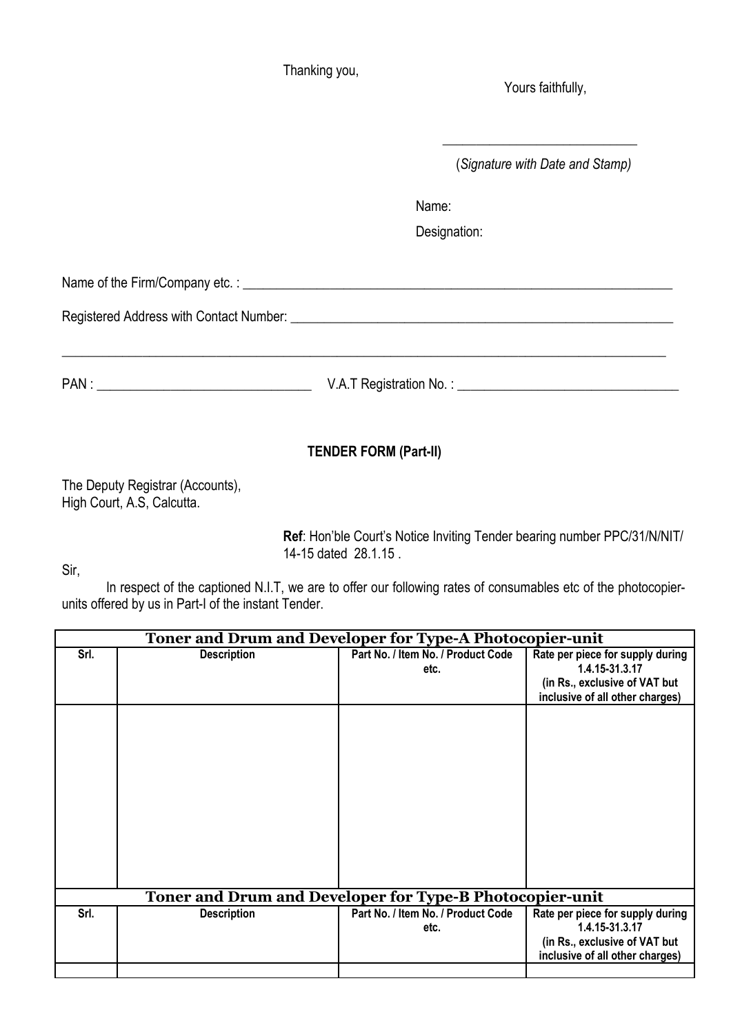Thanking you,

Yours faithfully,

\_\_\_\_\_\_\_\_\_\_\_\_\_\_\_\_\_\_\_\_\_\_\_\_\_\_\_\_

(*Signature with Date and Stamp)*

Name:

Designation:

Name of the Firm/Company etc. : \_\_\_\_\_\_\_\_\_\_\_\_\_\_\_\_\_\_\_\_\_\_\_\_\_\_\_\_\_\_\_\_\_\_\_\_\_\_\_\_\_\_\_\_\_\_\_\_\_\_\_\_\_\_\_\_\_\_\_\_\_\_\_\_

Registered Address with Contact Number: \_\_\_\_\_\_\_\_\_\_\_\_\_\_\_\_\_\_\_\_\_\_\_\_\_\_\_\_\_\_\_\_\_\_\_\_\_\_\_\_\_\_\_\_\_\_\_\_\_\_\_\_\_\_\_\_\_\_\_\_

\_\_\_\_\_\_\_\_\_\_\_\_\_\_\_\_\_\_\_\_\_\_\_\_\_\_\_\_\_\_\_\_\_\_\_\_\_\_\_\_\_\_\_\_\_\_\_\_\_\_\_\_\_\_\_\_\_\_\_\_\_\_\_\_\_\_\_\_\_\_\_\_\_\_\_\_\_\_\_\_\_\_\_\_\_\_\_\_\_\_\_\_\_\_\_\_\_\_\_\_

PAN : \_\_\_\_\_\_\_\_\_\_\_\_\_\_\_\_\_\_\_\_\_\_\_\_\_\_\_\_\_\_\_\_ V.A.T Registration No. : \_\_\_\_\_\_\_\_\_\_\_\_\_\_\_\_\_\_\_\_\_\_\_\_\_\_\_\_\_\_\_\_\_\_

**TENDER FORM (Part-II)**

The Deputy Registrar (Accounts),
High Court, A.S, Calcutta.

**Ref**: Hon'ble Court's Notice Inviting Tender bearing number PPC/31/N/NIT/ 14-15 dated 28.1.15 .

Sir,

In respect of the captioned N.I.T, we are to offer our following rates of consumables etc of the photocopier-units offered by us in Part-I of the instant Tender.

| **Toner and Drum and Developer for Type-A Photocopier-unit** | | | |
|---|---|---|---|
| **Srl.** | **Description** | **Part No. / Item No. / Product Code etc.** | **Rate per piece for supply during 1.4.15-31.3.17 (in Rs., exclusive of VAT but inclusive of all other charges)** |
| | | | |

| **Toner and Drum and Developer for Type-B Photocopier-unit** | | | |
|---|---|---|---|
| **Srl.** | **Description** | **Part No. / Item No. / Product Code etc.** | **Rate per piece for supply during 1.4.15-31.3.17 (in Rs., exclusive of VAT but inclusive of all other charges)** |
| | | | |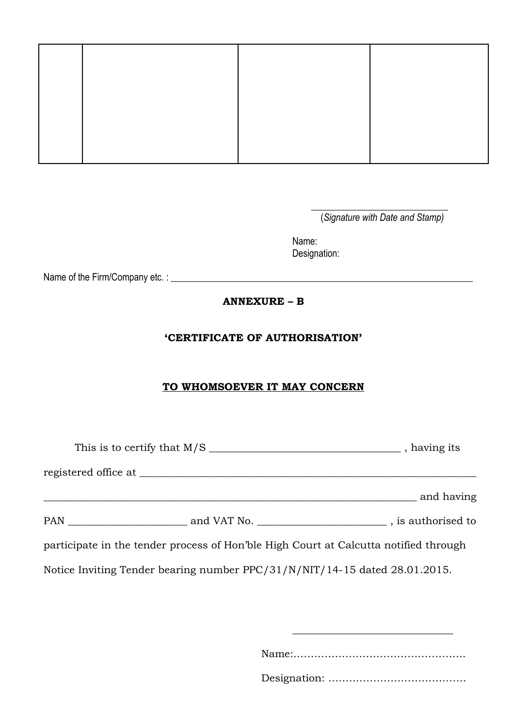| | | | |
|---|---|---|---|
| | | | |

\_\_\_\_\_\_\_\_\_\_\_\_\_\_\_\_\_\_\_\_\_\_\_\_\_\_\_\_\_\_
(*Signature with Date and Stamp)*

Name:
Designation:

Name of the Firm/Company etc. : \_\_\_\_\_\_\_\_\_\_\_\_\_\_\_\_\_\_\_\_\_\_\_\_\_\_\_\_\_\_\_\_\_\_\_\_\_\_\_\_\_\_\_\_\_\_\_\_\_\_\_\_\_\_\_\_\_\_\_\_\_\_\_\_

**ANNEXURE – B**

**'CERTIFICATE OF AUTHORISATION'**

**<u>TO WHOMSOEVER IT MAY CONCERN</u>**

This is to certify that M/S \_\_\_\_\_\_\_\_\_\_\_\_\_\_\_\_\_\_\_\_\_\_\_\_\_\_\_\_\_\_\_\_\_\_\_\_\_\_ , having its registered office at \_\_\_\_\_\_\_\_\_\_\_\_\_\_\_\_\_\_\_\_\_\_\_\_\_\_\_\_\_\_\_\_\_\_\_\_\_\_\_\_\_\_\_\_\_\_\_\_\_\_\_\_\_\_\_\_\_\_\_\_\_\_\_\_\_\_\_\_\_\_\_\_\_\_\_\_\_\_\_\_\_\_\_\_\_\_\_\_\_\_\_\_\_\_\_\_\_\_\_\_\_\_\_\_\_\_\_\_\_\_\_\_\_\_\_\_\_\_\_\_\_\_\_\_\_\_\_\_\_\_\_\_\_\_\_\_\_\_\_\_\_\_\_\_\_\_\_\_\_\_\_\_\_\_\_\_\_ and having PAN \_\_\_\_\_\_\_\_\_\_\_\_\_\_\_\_\_\_\_\_\_\_\_ and VAT No. \_\_\_\_\_\_\_\_\_\_\_\_\_\_\_\_\_\_\_\_\_\_\_\_\_\_ , is authorised to participate in the tender process of Hon'ble High Court at Calcutta notified through Notice Inviting Tender bearing number PPC/31/N/NIT/14-15 dated 28.01.2015.

\_\_\_\_\_\_\_\_\_\_\_\_\_\_\_\_\_\_\_\_\_\_\_\_\_\_\_\_\_\_

Name:.................................................

Designation: .......................................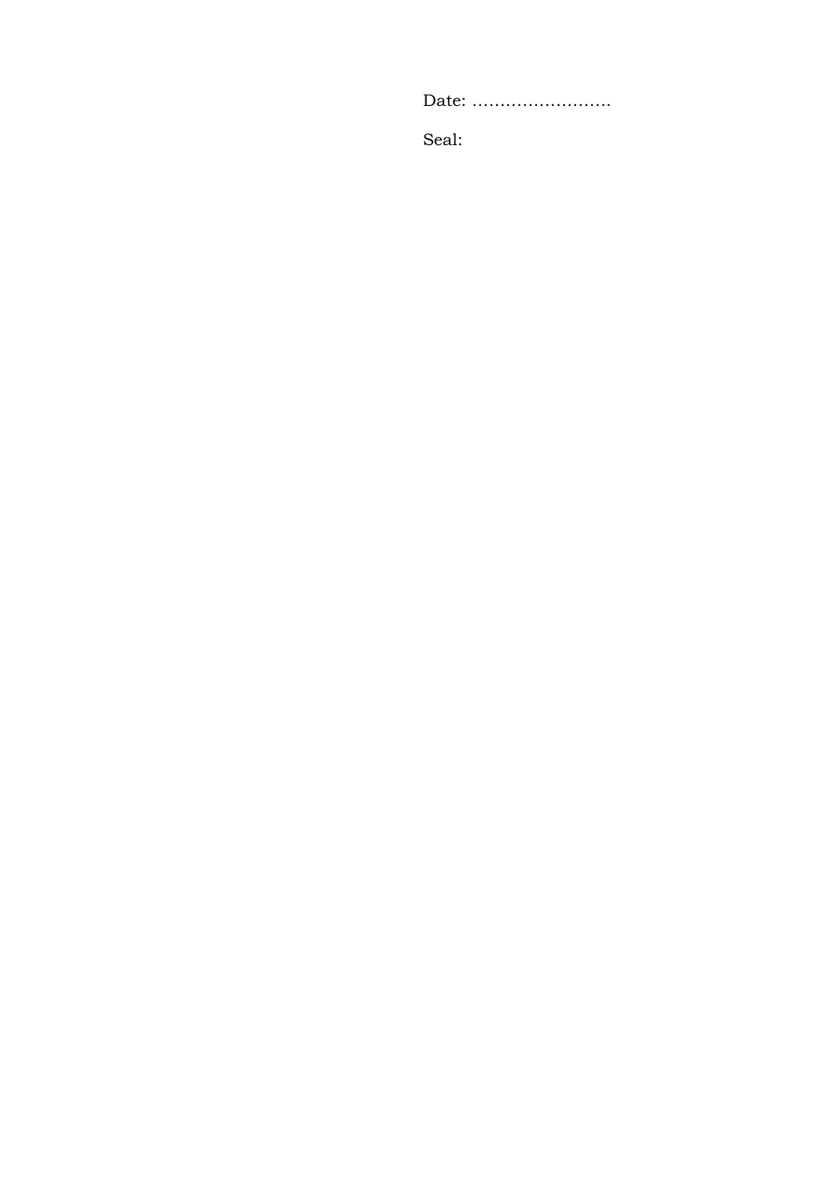Date: …………………….

Seal: